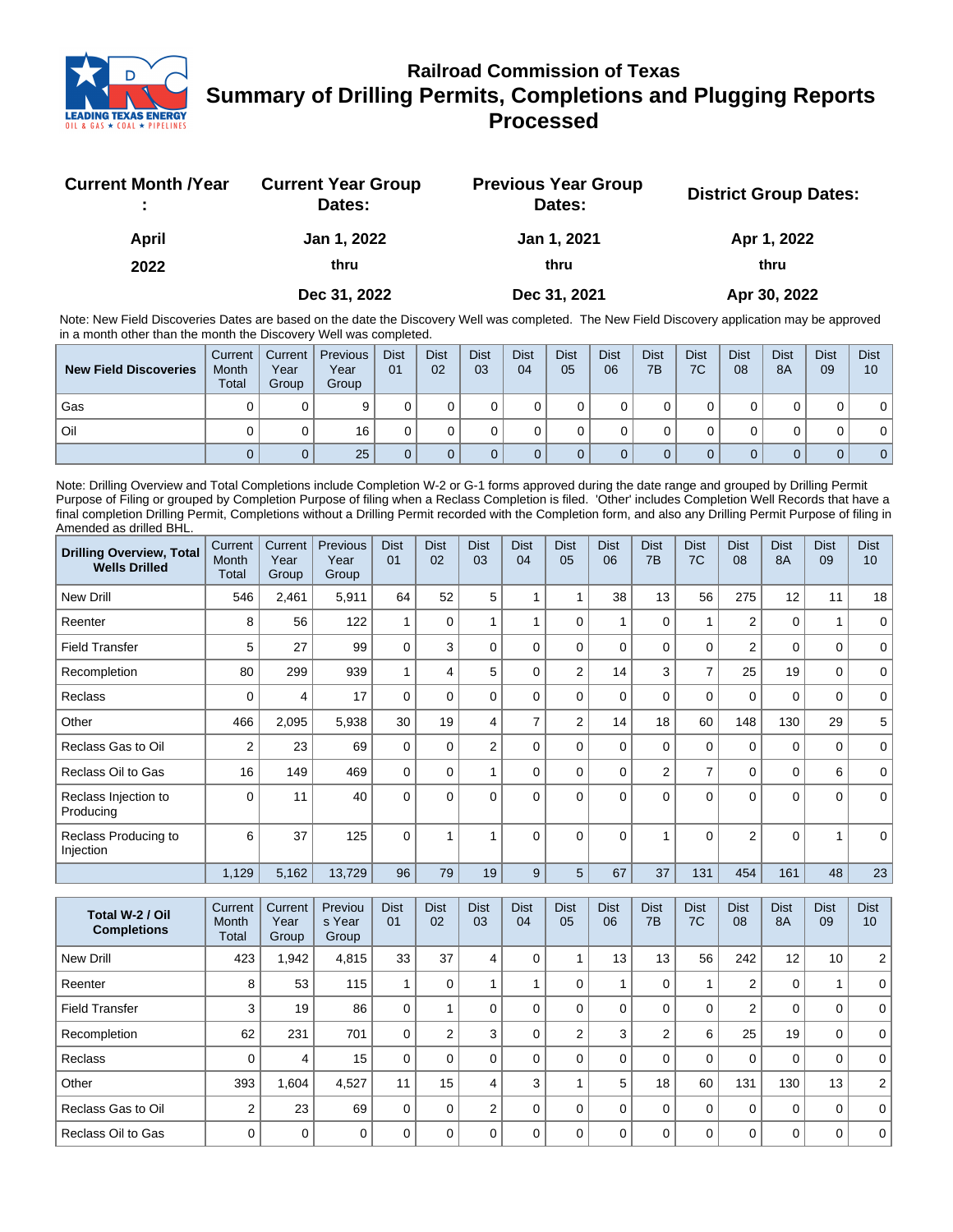# Railroad Commission of Texas

## Summary of Drilling Permits, Completions and Plugging Reports Processed

| Current Month /Year : | Current Year Group Dates: | Previous Year Group Dates: | District Group Dates: |
|---|---|---|---|
| April 2022 | Jan 1, 2022 thru Dec 31, 2022 | Jan 1, 2021 thru Dec 31, 2021 | Apr 1, 2022 thru Apr 30, 2022 |

Note: New Field Discoveries Dates are based on the date the Discovery Well was completed. The New Field Discovery application may be approved in a month other than the month the Discovery Well was completed.

| New Field Discoveries | Current Month Total | Current Year Group | Previous Year Group | Dist 01 | Dist 02 | Dist 03 | Dist 04 | Dist 05 | Dist 06 | Dist 7B | Dist 7C | Dist 08 | Dist 8A | Dist 09 | Dist 10 |
|---|---|---|---|---|---|---|---|---|---|---|---|---|---|---|---|
| Gas | 0 | 0 | 9 | 0 | 0 | 0 | 0 | 0 | 0 | 0 | 0 | 0 | 0 | 0 | 0 |
| Oil | 0 | 0 | 16 | 0 | 0 | 0 | 0 | 0 | 0 | 0 | 0 | 0 | 0 | 0 | 0 |
| | 0 | 0 | 25 | 0 | 0 | 0 | 0 | 0 | 0 | 0 | 0 | 0 | 0 | 0 | 0 |

Note: Drilling Overview and Total Completions include Completion W-2 or G-1 forms approved during the date range and grouped by Drilling Permit Purpose of Filing or grouped by Completion Purpose of filing when a Reclass Completion is filed. 'Other' includes Completion Well Records that have a final completion Drilling Permit, Completions without a Drilling Permit recorded with the Completion form, and also any Drilling Permit Purpose of filing in Amended as drilled BHL.

| Drilling Overview, Total Wells Drilled | Current Month Total | Current Year Group | Previous Year Group | Dist 01 | Dist 02 | Dist 03 | Dist 04 | Dist 05 | Dist 06 | Dist 7B | Dist 7C | Dist 08 | Dist 8A | Dist 09 | Dist 10 |
|---|---|---|---|---|---|---|---|---|---|---|---|---|---|---|---|
| New Drill | 546 | 2,461 | 5,911 | 64 | 52 | 5 | 1 | 1 | 38 | 13 | 56 | 275 | 12 | 11 | 18 |
| Reenter | 8 | 56 | 122 | 1 | 0 | 1 | 1 | 0 | 1 | 0 | 1 | 2 | 0 | 1 | 0 |
| Field Transfer | 5 | 27 | 99 | 0 | 3 | 0 | 0 | 0 | 0 | 0 | 0 | 2 | 0 | 0 | 0 |
| Recompletion | 80 | 299 | 939 | 1 | 4 | 5 | 0 | 2 | 14 | 3 | 7 | 25 | 19 | 0 | 0 |
| Reclass | 0 | 4 | 17 | 0 | 0 | 0 | 0 | 0 | 0 | 0 | 0 | 0 | 0 | 0 | 0 |
| Other | 466 | 2,095 | 5,938 | 30 | 19 | 4 | 7 | 2 | 14 | 18 | 60 | 148 | 130 | 29 | 5 |
| Reclass Gas to Oil | 2 | 23 | 69 | 0 | 0 | 2 | 0 | 0 | 0 | 0 | 0 | 0 | 0 | 0 | 0 |
| Reclass Oil to Gas | 16 | 149 | 469 | 0 | 0 | 1 | 0 | 0 | 0 | 2 | 7 | 0 | 0 | 6 | 0 |
| Reclass Injection to Producing | 0 | 11 | 40 | 0 | 0 | 0 | 0 | 0 | 0 | 0 | 0 | 0 | 0 | 0 | 0 |
| Reclass Producing to Injection | 6 | 37 | 125 | 0 | 1 | 1 | 0 | 0 | 0 | 1 | 0 | 2 | 0 | 1 | 0 |
| | 1,129 | 5,162 | 13,729 | 96 | 79 | 19 | 9 | 5 | 67 | 37 | 131 | 454 | 161 | 48 | 23 |

| Total W-2 / Oil Completions | Current Month Total | Current Year Group | Previous Year Group | Dist 01 | Dist 02 | Dist 03 | Dist 04 | Dist 05 | Dist 06 | Dist 7B | Dist 7C | Dist 08 | Dist 8A | Dist 09 | Dist 10 |
|---|---|---|---|---|---|---|---|---|---|---|---|---|---|---|---|
| New Drill | 423 | 1,942 | 4,815 | 33 | 37 | 4 | 0 | 1 | 13 | 13 | 56 | 242 | 12 | 10 | 2 |
| Reenter | 8 | 53 | 115 | 1 | 0 | 1 | 1 | 0 | 1 | 0 | 1 | 2 | 0 | 1 | 0 |
| Field Transfer | 3 | 19 | 86 | 0 | 1 | 0 | 0 | 0 | 0 | 0 | 0 | 2 | 0 | 0 | 0 |
| Recompletion | 62 | 231 | 701 | 0 | 2 | 3 | 0 | 2 | 3 | 2 | 6 | 25 | 19 | 0 | 0 |
| Reclass | 0 | 4 | 15 | 0 | 0 | 0 | 0 | 0 | 0 | 0 | 0 | 0 | 0 | 0 | 0 |
| Other | 393 | 1,604 | 4,527 | 11 | 15 | 4 | 3 | 1 | 5 | 18 | 60 | 131 | 130 | 13 | 2 |
| Reclass Gas to Oil | 2 | 23 | 69 | 0 | 0 | 2 | 0 | 0 | 0 | 0 | 0 | 0 | 0 | 0 | 0 |
| Reclass Oil to Gas | 0 | 0 | 0 | 0 | 0 | 0 | 0 | 0 | 0 | 0 | 0 | 0 | 0 | 0 | 0 |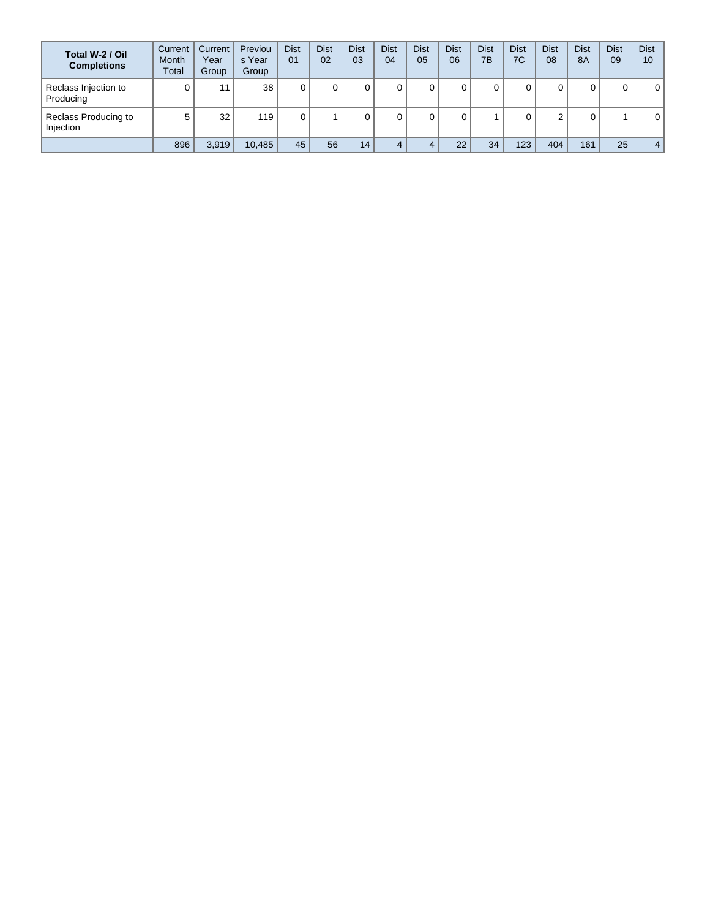| Total W-2 / Oil Completions | Current Month Total | Current Year Group | Previous Year Group | Dist 01 | Dist 02 | Dist 03 | Dist 04 | Dist 05 | Dist 06 | Dist 7B | Dist 7C | Dist 08 | Dist 8A | Dist 09 | Dist 10 |
|---|---|---|---|---|---|---|---|---|---|---|---|---|---|---|---|
| Reclass Injection to Producing | 0 | 11 | 38 | 0 | 0 | 0 | 0 | 0 | 0 | 0 | 0 | 0 | 0 | 0 | 0 |
| Reclass Producing to Injection | 5 | 32 | 119 | 0 | 1 | 0 | 0 | 0 | 0 | 1 | 0 | 2 | 0 | 1 | 0 |
| | 896 | 3,919 | 10,485 | 45 | 56 | 14 | 4 | 4 | 22 | 34 | 123 | 404 | 161 | 25 | 4 |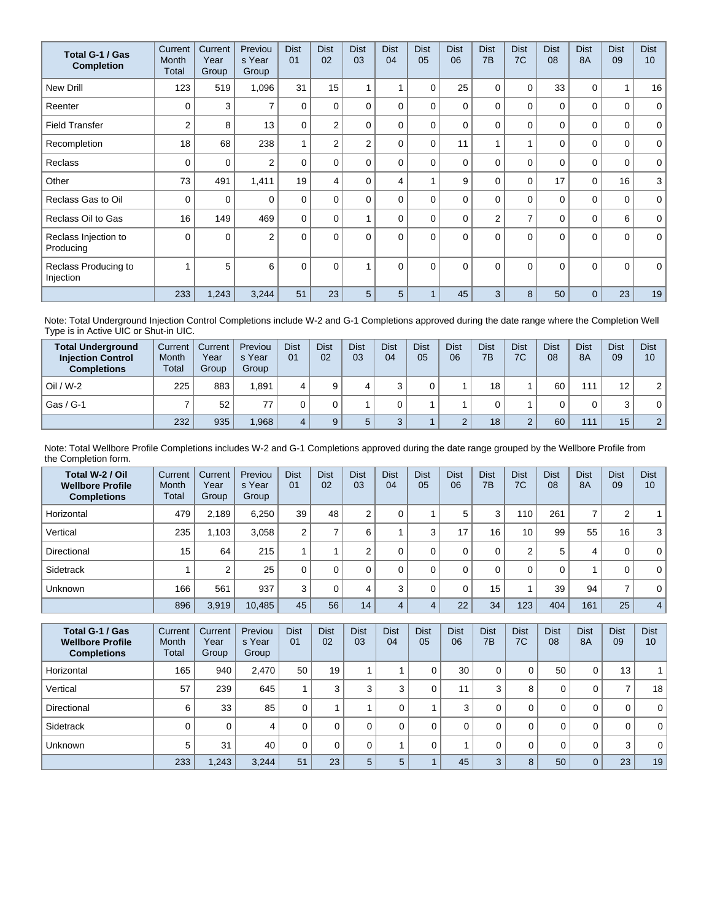| Total G-1 / Gas Completion | Current Month Total | Current Year Group | Previous Year Group | Dist 01 | Dist 02 | Dist 03 | Dist 04 | Dist 05 | Dist 06 | Dist 7B | Dist 7C | Dist 08 | Dist 8A | Dist 09 | Dist 10 |
|---|---|---|---|---|---|---|---|---|---|---|---|---|---|---|---|
| New Drill | 123 | 519 | 1,096 | 31 | 15 | 1 | 1 | 0 | 25 | 0 | 0 | 33 | 0 | 1 | 16 |
| Reenter | 0 | 3 | 7 | 0 | 0 | 0 | 0 | 0 | 0 | 0 | 0 | 0 | 0 | 0 | 0 |
| Field Transfer | 2 | 8 | 13 | 0 | 2 | 0 | 0 | 0 | 0 | 0 | 0 | 0 | 0 | 0 | 0 |
| Recompletion | 18 | 68 | 238 | 1 | 2 | 2 | 0 | 0 | 11 | 1 | 1 | 0 | 0 | 0 | 0 |
| Reclass | 0 | 0 | 2 | 0 | 0 | 0 | 0 | 0 | 0 | 0 | 0 | 0 | 0 | 0 | 0 |
| Other | 73 | 491 | 1,411 | 19 | 4 | 0 | 4 | 1 | 9 | 0 | 0 | 17 | 0 | 16 | 3 |
| Reclass Gas to Oil | 0 | 0 | 0 | 0 | 0 | 0 | 0 | 0 | 0 | 0 | 0 | 0 | 0 | 0 | 0 |
| Reclass Oil to Gas | 16 | 149 | 469 | 0 | 0 | 1 | 0 | 0 | 0 | 2 | 7 | 0 | 0 | 6 | 0 |
| Reclass Injection to Producing | 0 | 0 | 2 | 0 | 0 | 0 | 0 | 0 | 0 | 0 | 0 | 0 | 0 | 0 | 0 |
| Reclass Producing to Injection | 1 | 5 | 6 | 0 | 0 | 1 | 0 | 0 | 0 | 0 | 0 | 0 | 0 | 0 | 0 |
| | 233 | 1,243 | 3,244 | 51 | 23 | 5 | 5 | 1 | 45 | 3 | 8 | 50 | 0 | 23 | 19 |

Note: Total Underground Injection Control Completions include W-2 and G-1 Completions approved during the date range where the Completion Well Type is in Active UIC or Shut-in UIC.

| Total Underground Injection Control Completions | Current Month Total | Current Year Group | Previous Year Group | Dist 01 | Dist 02 | Dist 03 | Dist 04 | Dist 05 | Dist 06 | Dist 7B | Dist 7C | Dist 08 | Dist 8A | Dist 09 | Dist 10 |
|---|---|---|---|---|---|---|---|---|---|---|---|---|---|---|---|
| Oil / W-2 | 225 | 883 | 1,891 | 4 | 9 | 4 | 3 | 0 | 1 | 18 | 1 | 60 | 111 | 12 | 2 |
| Gas / G-1 | 7 | 52 | 77 | 0 | 0 | 1 | 0 | 1 | 1 | 0 | 1 | 0 | 0 | 3 | 0 |
| | 232 | 935 | 1,968 | 4 | 9 | 5 | 3 | 1 | 2 | 18 | 2 | 60 | 111 | 15 | 2 |

Note: Total Wellbore Profile Completions includes W-2 and G-1 Completions approved during the date range grouped by the Wellbore Profile from the Completion form.

| Total W-2 / Oil Wellbore Profile Completions | Current Month Total | Current Year Group | Previous Year Group | Dist 01 | Dist 02 | Dist 03 | Dist 04 | Dist 05 | Dist 06 | Dist 7B | Dist 7C | Dist 08 | Dist 8A | Dist 09 | Dist 10 |
|---|---|---|---|---|---|---|---|---|---|---|---|---|---|---|---|
| Horizontal | 479 | 2,189 | 6,250 | 39 | 48 | 2 | 0 | 1 | 5 | 3 | 110 | 261 | 7 | 2 | 1 |
| Vertical | 235 | 1,103 | 3,058 | 2 | 7 | 6 | 1 | 3 | 17 | 16 | 10 | 99 | 55 | 16 | 3 |
| Directional | 15 | 64 | 215 | 1 | 1 | 2 | 0 | 0 | 0 | 0 | 2 | 5 | 4 | 0 | 0 |
| Sidetrack | 1 | 2 | 25 | 0 | 0 | 0 | 0 | 0 | 0 | 0 | 0 | 0 | 1 | 0 | 0 |
| Unknown | 166 | 561 | 937 | 3 | 0 | 4 | 3 | 0 | 0 | 15 | 1 | 39 | 94 | 7 | 0 |
| | 896 | 3,919 | 10,485 | 45 | 56 | 14 | 4 | 4 | 22 | 34 | 123 | 404 | 161 | 25 | 4 |

| Total G-1 / Gas Wellbore Profile Completions | Current Month Total | Current Year Group | Previous Year Group | Dist 01 | Dist 02 | Dist 03 | Dist 04 | Dist 05 | Dist 06 | Dist 7B | Dist 7C | Dist 08 | Dist 8A | Dist 09 | Dist 10 |
|---|---|---|---|---|---|---|---|---|---|---|---|---|---|---|---|
| Horizontal | 165 | 940 | 2,470 | 50 | 19 | 1 | 1 | 0 | 30 | 0 | 0 | 50 | 0 | 13 | 1 |
| Vertical | 57 | 239 | 645 | 1 | 3 | 3 | 3 | 0 | 11 | 3 | 8 | 0 | 0 | 7 | 18 |
| Directional | 6 | 33 | 85 | 0 | 1 | 1 | 0 | 1 | 3 | 0 | 0 | 0 | 0 | 0 | 0 |
| Sidetrack | 0 | 0 | 4 | 0 | 0 | 0 | 0 | 0 | 0 | 0 | 0 | 0 | 0 | 0 | 0 |
| Unknown | 5 | 31 | 40 | 0 | 0 | 0 | 1 | 0 | 1 | 0 | 0 | 0 | 0 | 3 | 0 |
| | 233 | 1,243 | 3,244 | 51 | 23 | 5 | 5 | 1 | 45 | 3 | 8 | 50 | 0 | 23 | 19 |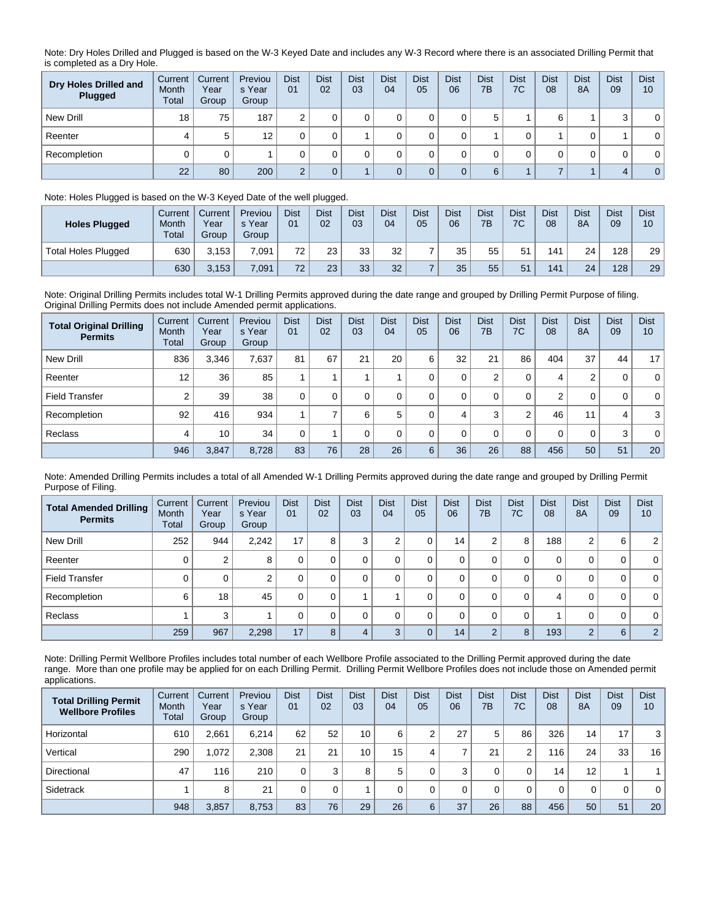Note: Dry Holes Drilled and Plugged is based on the W-3 Keyed Date and includes any W-3 Record where there is an associated Drilling Permit that is completed as a Dry Hole.

| Dry Holes Drilled and Plugged | Current Month Total | Current Year Group | Previous Year Group | Dist 01 | Dist 02 | Dist 03 | Dist 04 | Dist 05 | Dist 06 | Dist 7B | Dist 7C | Dist 08 | Dist 8A | Dist 09 | Dist 10 |
|---|---|---|---|---|---|---|---|---|---|---|---|---|---|---|---|
| New Drill | 18 | 75 | 187 | 2 | 0 | 0 | 0 | 0 | 0 | 5 | 1 | 6 | 1 | 3 | 0 |
| Reenter | 4 | 5 | 12 | 0 | 0 | 1 | 0 | 0 | 0 | 1 | 0 | 1 | 0 | 1 | 0 |
| Recompletion | 0 | 0 | 1 | 0 | 0 | 0 | 0 | 0 | 0 | 0 | 0 | 0 | 0 | 0 | 0 |
| | 22 | 80 | 200 | 2 | 0 | 1 | 0 | 0 | 0 | 6 | 1 | 7 | 1 | 4 | 0 |

Note: Holes Plugged is based on the W-3 Keyed Date of the well plugged.

| Holes Plugged | Current Month Total | Current Year Group | Previous Year Group | Dist 01 | Dist 02 | Dist 03 | Dist 04 | Dist 05 | Dist 06 | Dist 7B | Dist 7C | Dist 08 | Dist 8A | Dist 09 | Dist 10 |
|---|---|---|---|---|---|---|---|---|---|---|---|---|---|---|---|
| Total Holes Plugged | 630 | 3,153 | 7,091 | 72 | 23 | 33 | 32 | 7 | 35 | 55 | 51 | 141 | 24 | 128 | 29 |
| | 630 | 3,153 | 7,091 | 72 | 23 | 33 | 32 | 7 | 35 | 55 | 51 | 141 | 24 | 128 | 29 |

Note: Original Drilling Permits includes total W-1 Drilling Permits approved during the date range and grouped by Drilling Permit Purpose of filing. Original Drilling Permits does not include Amended permit applications.

| Total Original Drilling Permits | Current Month Total | Current Year Group | Previous Year Group | Dist 01 | Dist 02 | Dist 03 | Dist 04 | Dist 05 | Dist 06 | Dist 7B | Dist 7C | Dist 08 | Dist 8A | Dist 09 | Dist 10 |
|---|---|---|---|---|---|---|---|---|---|---|---|---|---|---|---|
| New Drill | 836 | 3,346 | 7,637 | 81 | 67 | 21 | 20 | 6 | 32 | 21 | 86 | 404 | 37 | 44 | 17 |
| Reenter | 12 | 36 | 85 | 1 | 1 | 1 | 1 | 0 | 0 | 2 | 0 | 4 | 2 | 0 | 0 |
| Field Transfer | 2 | 39 | 38 | 0 | 0 | 0 | 0 | 0 | 0 | 0 | 0 | 2 | 0 | 0 | 0 |
| Recompletion | 92 | 416 | 934 | 1 | 7 | 6 | 5 | 0 | 4 | 3 | 2 | 46 | 11 | 4 | 3 |
| Reclass | 4 | 10 | 34 | 0 | 1 | 0 | 0 | 0 | 0 | 0 | 0 | 0 | 0 | 3 | 0 |
| | 946 | 3,847 | 8,728 | 83 | 76 | 28 | 26 | 6 | 36 | 26 | 88 | 456 | 50 | 51 | 20 |

Note: Amended Drilling Permits includes a total of all Amended W-1 Drilling Permits approved during the date range and grouped by Drilling Permit Purpose of Filing.

| Total Amended Drilling Permits | Current Month Total | Current Year Group | Previous Year Group | Dist 01 | Dist 02 | Dist 03 | Dist 04 | Dist 05 | Dist 06 | Dist 7B | Dist 7C | Dist 08 | Dist 8A | Dist 09 | Dist 10 |
|---|---|---|---|---|---|---|---|---|---|---|---|---|---|---|---|
| New Drill | 252 | 944 | 2,242 | 17 | 8 | 3 | 2 | 0 | 14 | 2 | 8 | 188 | 2 | 6 | 2 |
| Reenter | 0 | 2 | 8 | 0 | 0 | 0 | 0 | 0 | 0 | 0 | 0 | 0 | 0 | 0 | 0 |
| Field Transfer | 0 | 0 | 2 | 0 | 0 | 0 | 0 | 0 | 0 | 0 | 0 | 0 | 0 | 0 | 0 |
| Recompletion | 6 | 18 | 45 | 0 | 0 | 1 | 1 | 0 | 0 | 0 | 0 | 4 | 0 | 0 | 0 |
| Reclass | 1 | 3 | 1 | 0 | 0 | 0 | 0 | 0 | 0 | 0 | 0 | 1 | 0 | 0 | 0 |
| | 259 | 967 | 2,298 | 17 | 8 | 4 | 3 | 0 | 14 | 2 | 8 | 193 | 2 | 6 | 2 |

Note: Drilling Permit Wellbore Profiles includes total number of each Wellbore Profile associated to the Drilling Permit approved during the date range. More than one profile may be applied for on each Drilling Permit. Drilling Permit Wellbore Profiles does not include those on Amended permit applications.

| Total Drilling Permit Wellbore Profiles | Current Month Total | Current Year Group | Previous Year Group | Dist 01 | Dist 02 | Dist 03 | Dist 04 | Dist 05 | Dist 06 | Dist 7B | Dist 7C | Dist 08 | Dist 8A | Dist 09 | Dist 10 |
|---|---|---|---|---|---|---|---|---|---|---|---|---|---|---|---|
| Horizontal | 610 | 2,661 | 6,214 | 62 | 52 | 10 | 6 | 2 | 27 | 5 | 86 | 326 | 14 | 17 | 3 |
| Vertical | 290 | 1,072 | 2,308 | 21 | 21 | 10 | 15 | 4 | 7 | 21 | 2 | 116 | 24 | 33 | 16 |
| Directional | 47 | 116 | 210 | 0 | 3 | 8 | 5 | 0 | 3 | 0 | 0 | 14 | 12 | 1 | 1 |
| Sidetrack | 1 | 8 | 21 | 0 | 0 | 1 | 0 | 0 | 0 | 0 | 0 | 0 | 0 | 0 | 0 |
| | 948 | 3,857 | 8,753 | 83 | 76 | 29 | 26 | 6 | 37 | 26 | 88 | 456 | 50 | 51 | 20 |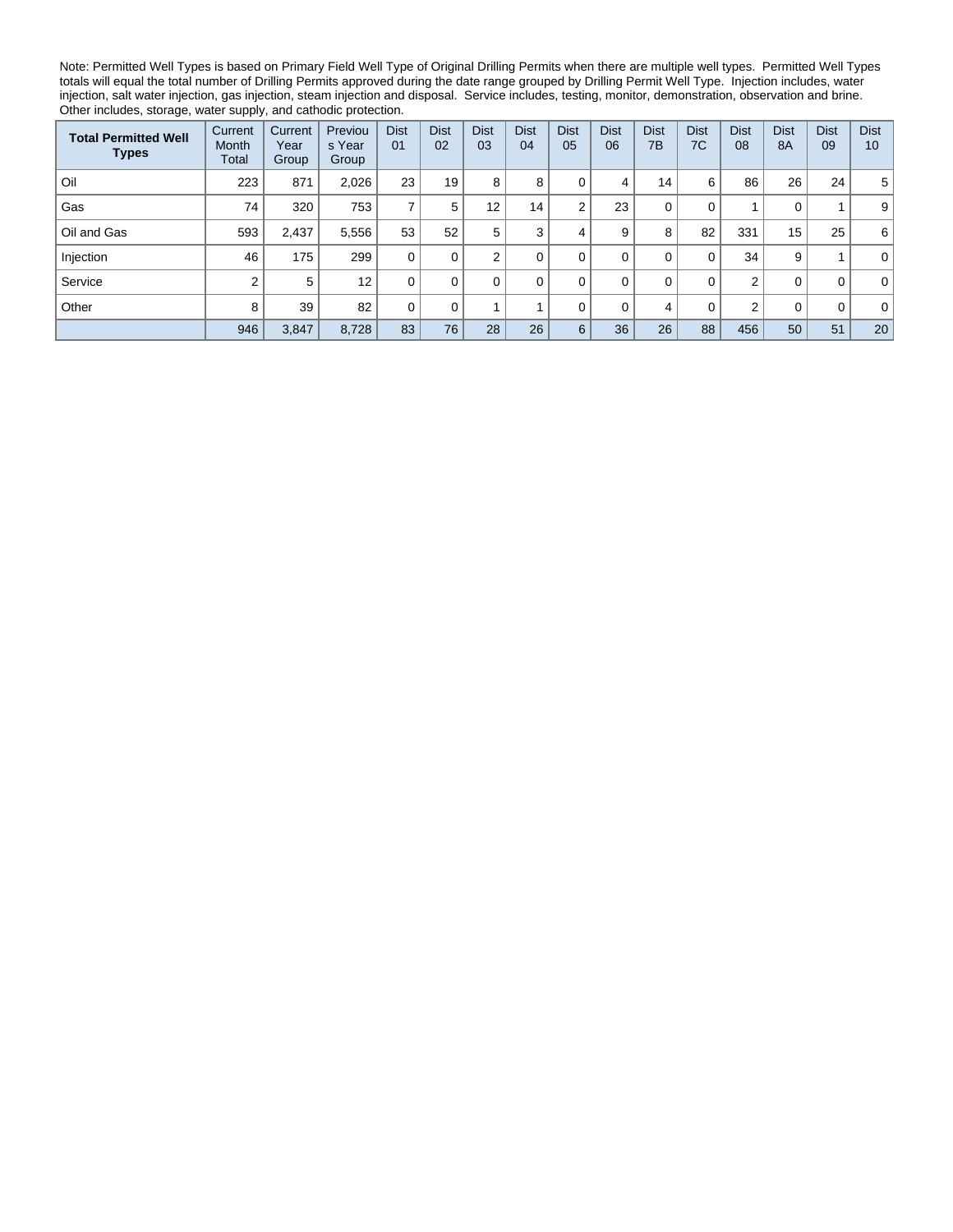Note: Permitted Well Types is based on Primary Field Well Type of Original Drilling Permits when there are multiple well types. Permitted Well Types totals will equal the total number of Drilling Permits approved during the date range grouped by Drilling Permit Well Type. Injection includes, water injection, salt water injection, gas injection, steam injection and disposal. Service includes, testing, monitor, demonstration, observation and brine. Other includes, storage, water supply, and cathodic protection.

| Total Permitted Well Types | Current Month Total | Current Year Group | Previous Year Group | Dist 01 | Dist 02 | Dist 03 | Dist 04 | Dist 05 | Dist 06 | Dist 7B | Dist 7C | Dist 08 | Dist 8A | Dist 09 | Dist 10 |
|---|---|---|---|---|---|---|---|---|---|---|---|---|---|---|---|
| Oil | 223 | 871 | 2,026 | 23 | 19 | 8 | 8 | 0 | 4 | 14 | 6 | 86 | 26 | 24 | 5 |
| Gas | 74 | 320 | 753 | 7 | 5 | 12 | 14 | 2 | 23 | 0 | 0 | 1 | 0 | 1 | 9 |
| Oil and Gas | 593 | 2,437 | 5,556 | 53 | 52 | 5 | 3 | 4 | 9 | 8 | 82 | 331 | 15 | 25 | 6 |
| Injection | 46 | 175 | 299 | 0 | 0 | 2 | 0 | 0 | 0 | 0 | 0 | 34 | 9 | 1 | 0 |
| Service | 2 | 5 | 12 | 0 | 0 | 0 | 0 | 0 | 0 | 0 | 0 | 2 | 0 | 0 | 0 |
| Other | 8 | 39 | 82 | 0 | 0 | 1 | 1 | 0 | 0 | 4 | 0 | 2 | 0 | 0 | 0 |
| | 946 | 3,847 | 8,728 | 83 | 76 | 28 | 26 | 6 | 36 | 26 | 88 | 456 | 50 | 51 | 20 |